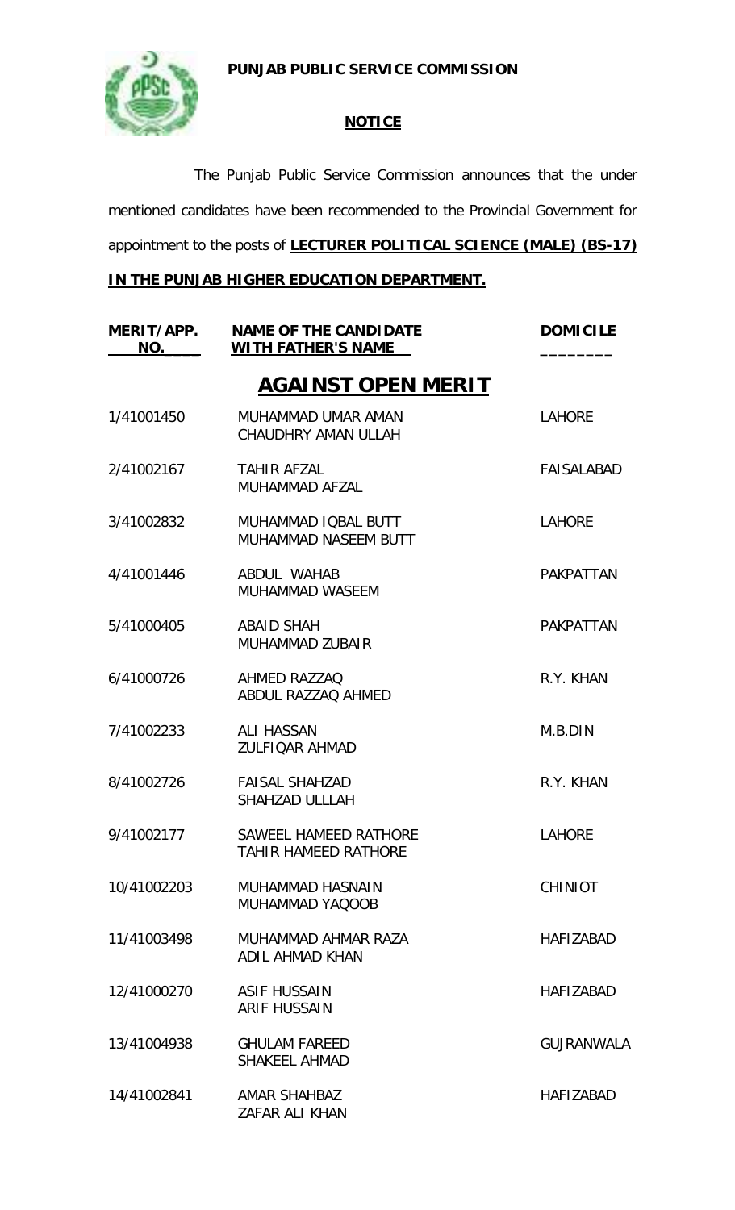**PUNJAB PUBLIC SERVICE COMMISSION**

**NOTICE**

The Punjab Public Service Commission announces that the under mentioned candidates have been recommended to the Provincial Government for appointment to the posts of **LECTURER POLITICAL SCIENCE (MALE) (BS-17) IN THE PUNJAB HIGHER EDUCATION DEPARTMENT.**

| MERIT/APP. NO. | NAME OF THE CANDIDATE WITH FATHER'S NAME | DOMICILE |
|---|---|---|
| | **AGAINST OPEN MERIT** | |
| 1/41001450 | MUHAMMAD UMAR AMAN<br>CHAUDHRY AMAN ULLAH | LAHORE |
| 2/41002167 | TAHIR AFZAL<br>MUHAMMAD AFZAL | FAISALABAD |
| 3/41002832 | MUHAMMAD IQBAL BUTT<br>MUHAMMAD NASEEM BUTT | LAHORE |
| 4/41001446 | ABDUL WAHAB<br>MUHAMMAD WASEEM | PAKPATTAN |
| 5/41000405 | ABAID SHAH<br>MUHAMMAD ZUBAIR | PAKPATTAN |
| 6/41000726 | AHMED RAZZAQ<br>ABDUL RAZZAQ AHMED | R.Y. KHAN |
| 7/41002233 | ALI HASSAN<br>ZULFIQAR AHMAD | M.B.DIN |
| 8/41002726 | FAISAL SHAHZAD<br>SHAHZAD ULLLAH | R.Y. KHAN |
| 9/41002177 | SAWEEL HAMEED RATHORE<br>TAHIR HAMEED RATHORE | LAHORE |
| 10/41002203 | MUHAMMAD HASNAIN<br>MUHAMMAD YAQOOB | CHINIOT |
| 11/41003498 | MUHAMMAD AHMAR RAZA<br>ADIL AHMAD KHAN | HAFIZABAD |
| 12/41000270 | ASIF HUSSAIN<br>ARIF HUSSAIN | HAFIZABAD |
| 13/41004938 | GHULAM FAREED<br>SHAKEEL AHMAD | GUJRANWALA |
| 14/41002841 | AMAR SHAHBAZ<br>ZAFAR ALI KHAN | HAFIZABAD |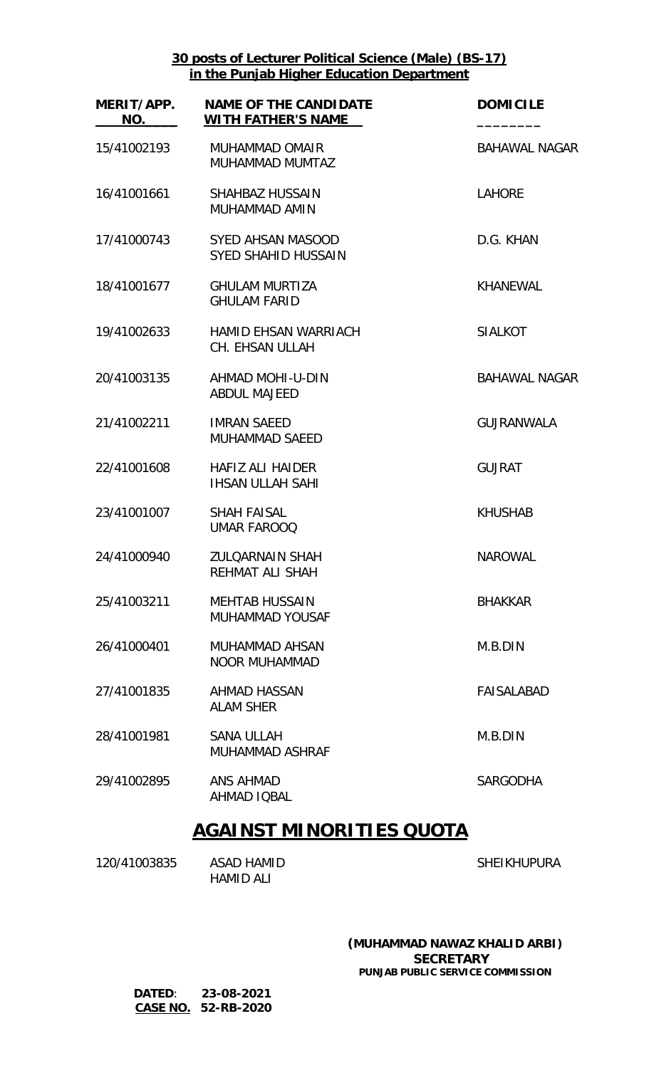**30 posts of Lecturer Political Science (Male) (BS-17) in the Punjab Higher Education Department**

| MERIT/APP. NO. | NAME OF THE CANDIDATE WITH FATHER'S NAME | DOMICILE |
|---|---|---|
| 15/41002193 | MUHAMMAD OMAIR<br>MUHAMMAD MUMTAZ | BAHAWAL NAGAR |
| 16/41001661 | SHAHBAZ HUSSAIN<br>MUHAMMAD AMIN | LAHORE |
| 17/41000743 | SYED AHSAN MASOOD<br>SYED SHAHID HUSSAIN | D.G. KHAN |
| 18/41001677 | GHULAM MURTIZA<br>GHULAM FARID | KHANEWAL |
| 19/41002633 | HAMID EHSAN WARRIACH<br>CH. EHSAN ULLAH | SIALKOT |
| 20/41003135 | AHMAD MOHI-U-DIN<br>ABDUL MAJEED | BAHAWAL NAGAR |
| 21/41002211 | IMRAN SAEED<br>MUHAMMAD SAEED | GUJRANWALA |
| 22/41001608 | HAFIZ ALI HAIDER<br>IHSAN ULLAH SAHI | GUJRAT |
| 23/41001007 | SHAH FAISAL<br>UMAR FAROOQ | KHUSHAB |
| 24/41000940 | ZULQARNAIN SHAH<br>REHMAT ALI SHAH | NAROWAL |
| 25/41003211 | MEHTAB HUSSAIN<br>MUHAMMAD YOUSAF | BHAKKAR |
| 26/41000401 | MUHAMMAD AHSAN<br>NOOR MUHAMMAD | M.B.DIN |
| 27/41001835 | AHMAD HASSAN<br>ALAM SHER | FAISALABAD |
| 28/41001981 | SANA ULLAH<br>MUHAMMAD ASHRAF | M.B.DIN |
| 29/41002895 | ANS AHMAD<br>AHMAD IQBAL | SARGODHA |

## AGAINST MINORITIES QUOTA

| | | |
|---|---|---|
| 120/41003835 | ASAD HAMID<br>HAMID ALI | SHEIKHUPURA |

**(MUHAMMAD NAWAZ KHALID ARBI)**
**SECRETARY**
**PUNJAB PUBLIC SERVICE COMMISSION**

**DATED**: **23-08-2021**
**CASE NO.** **52-RB-2020**